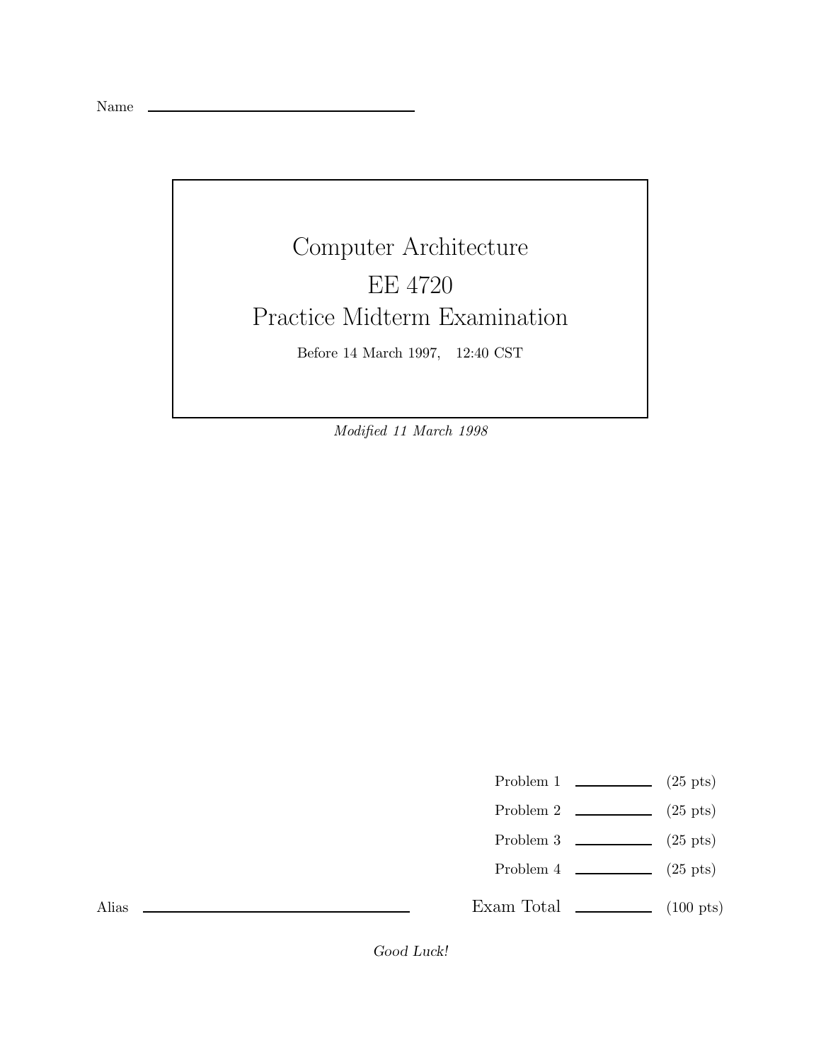Name \_\_\_\_\_\_\_\_\_\_\_\_\_\_\_\_\_\_\_\_\_\_\_\_\_\_\_\_\_\_\_\_

# Computer Architecture

# EE 4720

# Practice Midterm Examination

Before 14 March 1997, 12:40 CST

*Modified 11 March 1998*

| | | |
|---|---|---|
| Problem 1 | \_\_\_\_\_\_\_\_\_\_ | (25 pts) |
| Problem 2 | \_\_\_\_\_\_\_\_\_\_ | (25 pts) |
| Problem 3 | \_\_\_\_\_\_\_\_\_\_ | (25 pts) |
| Problem 4 | \_\_\_\_\_\_\_\_\_\_ | (25 pts) |
| Exam Total | \_\_\_\_\_\_\_\_\_\_ | (100 pts) |

Alias \_\_\_\_\_\_\_\_\_\_\_\_\_\_\_\_\_\_\_\_\_\_\_\_\_\_\_\_\_\_\_\_

*Good Luck!*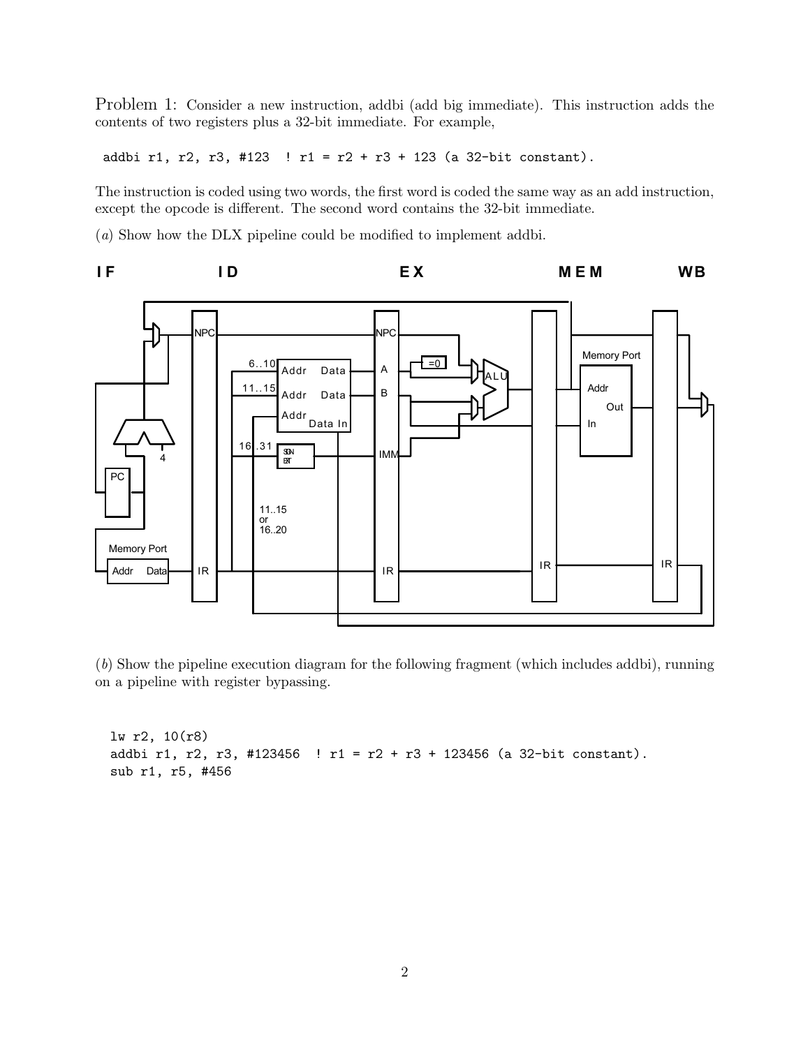Problem 1: Consider a new instruction, addbi (add big immediate). This instruction adds the contents of two registers plus a 32-bit immediate. For example,

```
addbi r1, r2, r3, #123  ! r1 = r2 + r3 + 123 (a 32-bit constant).
```

The instruction is coded using two words, the first word is coded the same way as an add instruction, except the opcode is different. The second word contains the 32-bit immediate.

(*a*) Show how the DLX pipeline could be modified to implement addbi.

(*b*) Show the pipeline execution diagram for the following fragment (which includes addbi), running on a pipeline with register bypassing.

```
lw r2, 10(r8)
addbi r1, r2, r3, #123456  ! r1 = r2 + r3 + 123456 (a 32-bit constant).
sub r1, r5, #456
```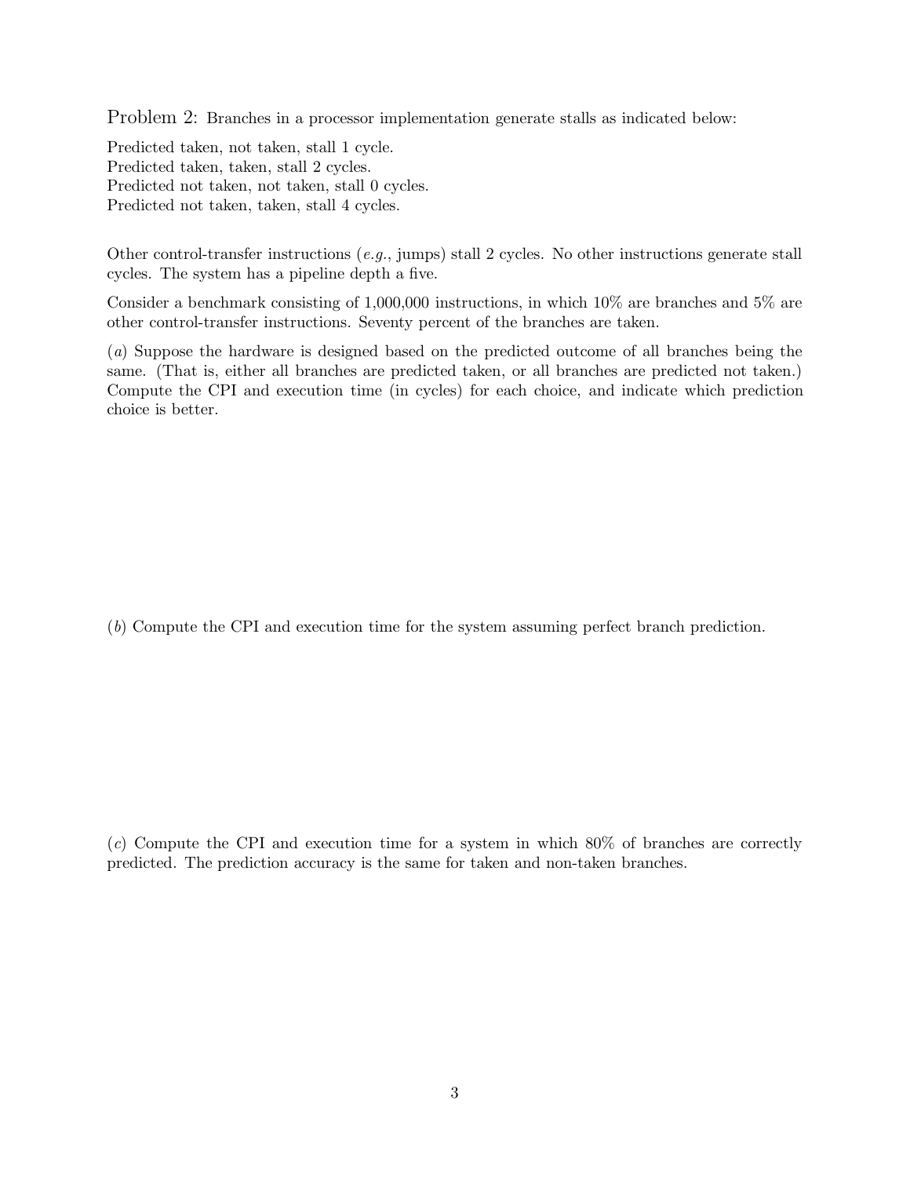Problem 2: Branches in a processor implementation generate stalls as indicated below:

Predicted taken, not taken, stall 1 cycle.
Predicted taken, taken, stall 2 cycles.
Predicted not taken, not taken, stall 0 cycles.
Predicted not taken, taken, stall 4 cycles.

Other control-transfer instructions (*e.g.*, jumps) stall 2 cycles. No other instructions generate stall cycles. The system has a pipeline depth a five.

Consider a benchmark consisting of 1,000,000 instructions, in which 10% are branches and 5% are other control-transfer instructions. Seventy percent of the branches are taken.

(*a*) Suppose the hardware is designed based on the predicted outcome of all branches being the same. (That is, either all branches are predicted taken, or all branches are predicted not taken.) Compute the CPI and execution time (in cycles) for each choice, and indicate which prediction choice is better.

(*b*) Compute the CPI and execution time for the system assuming perfect branch prediction.

(*c*) Compute the CPI and execution time for a system in which 80% of branches are correctly predicted. The prediction accuracy is the same for taken and non-taken branches.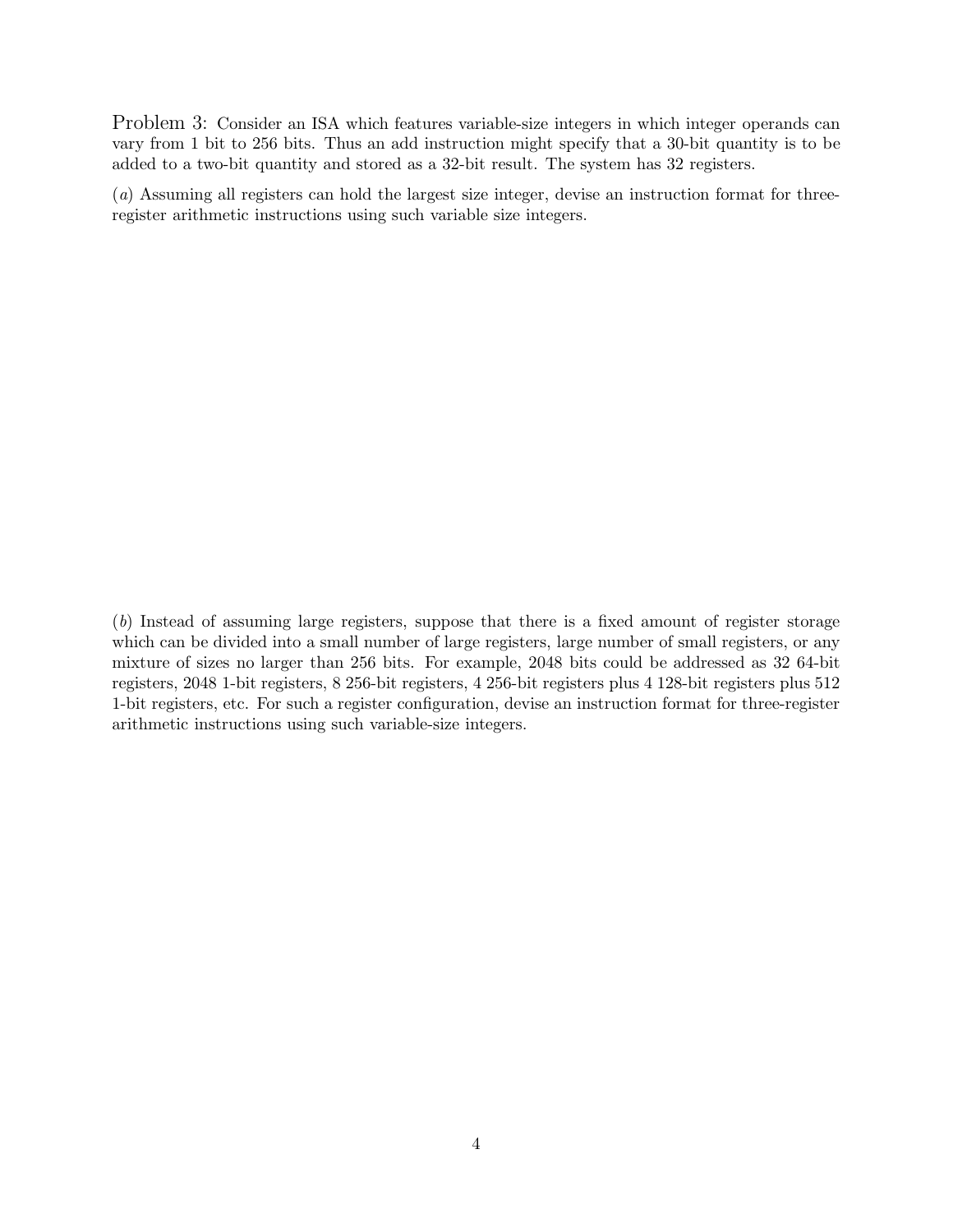Problem 3: Consider an ISA which features variable-size integers in which integer operands can vary from 1 bit to 256 bits. Thus an add instruction might specify that a 30-bit quantity is to be added to a two-bit quantity and stored as a 32-bit result. The system has 32 registers.

(*a*) Assuming all registers can hold the largest size integer, devise an instruction format for three-register arithmetic instructions using such variable size integers.

(*b*) Instead of assuming large registers, suppose that there is a fixed amount of register storage which can be divided into a small number of large registers, large number of small registers, or any mixture of sizes no larger than 256 bits. For example, 2048 bits could be addressed as 32 64-bit registers, 2048 1-bit registers, 8 256-bit registers, 4 256-bit registers plus 4 128-bit registers plus 512 1-bit registers, etc. For such a register configuration, devise an instruction format for three-register arithmetic instructions using such variable-size integers.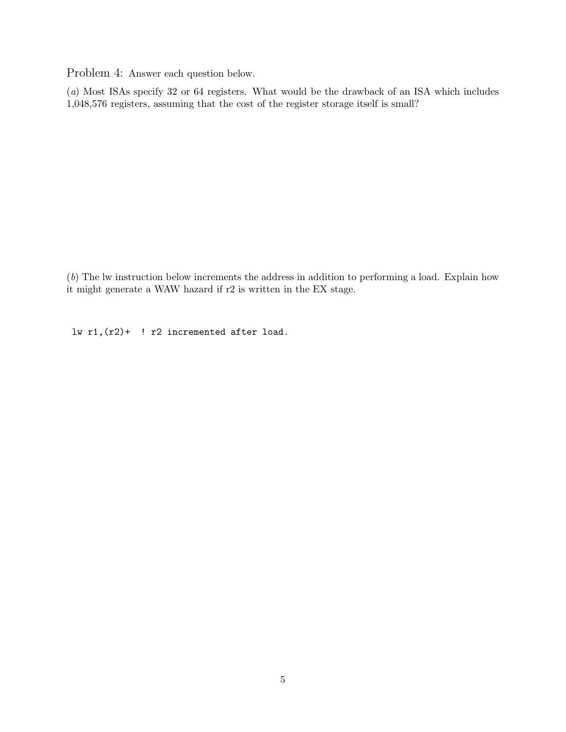Problem 4: Answer each question below.

(*a*) Most ISAs specify 32 or 64 registers. What would be the drawback of an ISA which includes 1,048,576 registers, assuming that the cost of the register storage itself is small?

(*b*) The lw instruction below increments the address in addition to performing a load. Explain how it might generate a WAW hazard if r2 is written in the EX stage.

```
lw r1,(r2)+  ! r2 incremented after load.
```